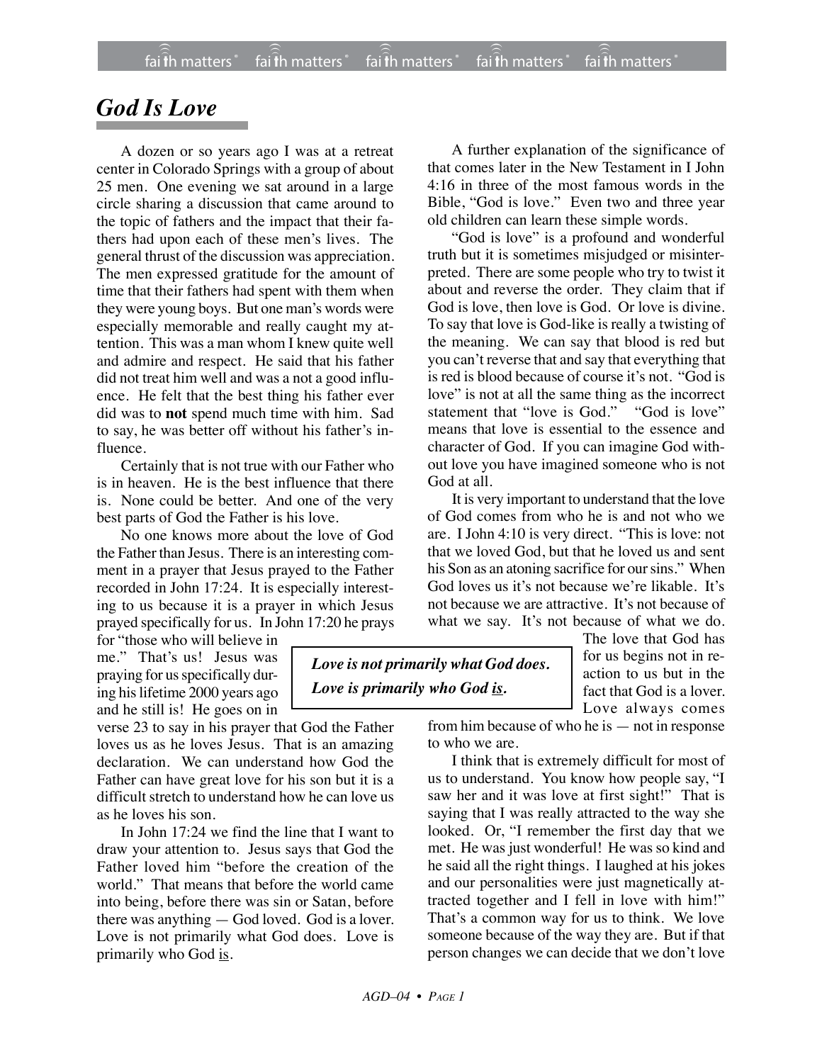# *God Is Love*

A dozen or so years ago I was at a retreat center in Colorado Springs with a group of about 25 men. One evening we sat around in a large circle sharing a discussion that came around to the topic of fathers and the impact that their fathers had upon each of these men's lives. The general thrust of the discussion was appreciation. The men expressed gratitude for the amount of time that their fathers had spent with them when they were young boys. But one man's words were especially memorable and really caught my attention. This was a man whom I knew quite well and admire and respect. He said that his father did not treat him well and was a not a good influence. He felt that the best thing his father ever did was to **not** spend much time with him. Sad to say, he was better off without his father's influence.

Certainly that is not true with our Father who is in heaven. He is the best influence that there is. None could be better. And one of the very best parts of God the Father is his love.

No one knows more about the love of God the Father than Jesus. There is an interesting comment in a prayer that Jesus prayed to the Father recorded in John 17:24. It is especially interesting to us because it is a prayer in which Jesus prayed specifically for us. In John 17:20 he prays for "those who will believe in me." That's us! Jesus was praying for us specifically during his lifetime 2000 years ago and he still is! He goes on in verse 23 to say in his prayer that God the Father loves us as he loves Jesus. That is an amazing declaration. We can understand how God the Father can have great love for his son but it is a difficult stretch to understand how he can love us as he loves his son.

In John 17:24 we find the line that I want to draw your attention to. Jesus says that God the Father loved him "before the creation of the world." That means that before the world came into being, before there was sin or Satan, before there was anything — God loved. God is a lover. Love is not primarily what God does. Love is primarily who God is.

A further explanation of the significance of that comes later in the New Testament in I John 4:16 in three of the most famous words in the Bible, "God is love." Even two and three year old children can learn these simple words.

"God is love" is a profound and wonderful truth but it is sometimes misjudged or misinterpreted. There are some people who try to twist it about and reverse the order. They claim that if God is love, then love is God. Or love is divine. To say that love is God-like is really a twisting of the meaning. We can say that blood is red but you can't reverse that and say that everything that is red is blood because of course it's not. "God is love" is not at all the same thing as the incorrect statement that "love is God." "God is love" means that love is essential to the essence and character of God. If you can imagine God without love you have imagined someone who is not God at all.

It is very important to understand that the love of God comes from who he is and not who we are. I John 4:10 is very direct. "This is love: not that we loved God, but that he loved us and sent his Son as an atoning sacrifice for our sins." When God loves us it's not because we're likable. It's not because we are attractive. It's not because of what we say. It's not because of what we do. The love that God has for us begins not in reaction to us but in the fact that God is a lover. Love always comes from him because of who he is — not in response to who we are.

> ***Love is not primarily what God does. Love is primarily who God is.***

I think that is extremely difficult for most of us to understand. You know how people say, "I saw her and it was love at first sight!" That is saying that I was really attracted to the way she looked. Or, "I remember the first day that we met. He was just wonderful! He was so kind and he said all the right things. I laughed at his jokes and our personalities were just magnetically attracted together and I fell in love with him!" That's a common way for us to think. We love someone because of the way they are. But if that person changes we can decide that we don't love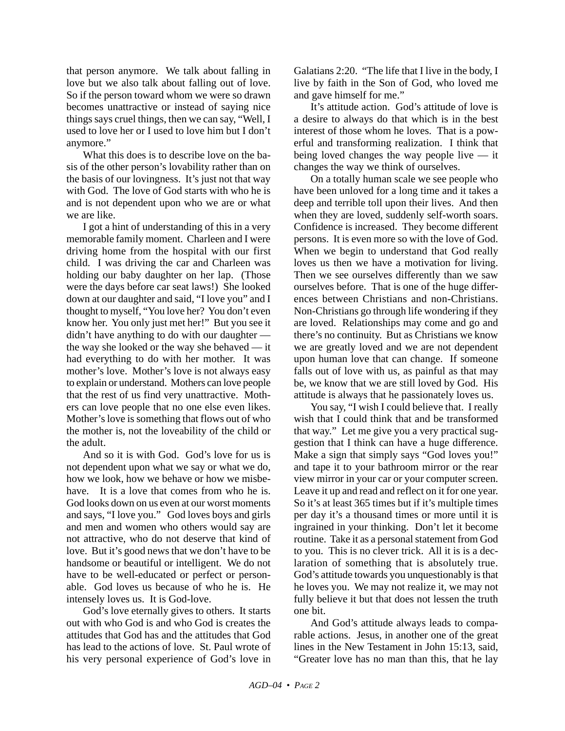that person anymore. We talk about falling in love but we also talk about falling out of love. So if the person toward whom we were so drawn becomes unattractive or instead of saying nice things says cruel things, then we can say, "Well, I used to love her or I used to love him but I don't anymore."

What this does is to describe love on the basis of the other person's lovability rather than on the basis of our lovingness. It's just not that way with God. The love of God starts with who he is and is not dependent upon who we are or what we are like.

I got a hint of understanding of this in a very memorable family moment. Charleen and I were driving home from the hospital with our first child. I was driving the car and Charleen was holding our baby daughter on her lap. (Those were the days before car seat laws!) She looked down at our daughter and said, "I love you" and I thought to myself, "You love her? You don't even know her. You only just met her!" But you see it didn't have anything to do with our daughter — the way she looked or the way she behaved — it had everything to do with her mother. It was mother's love. Mother's love is not always easy to explain or understand. Mothers can love people that the rest of us find very unattractive. Mothers can love people that no one else even likes. Mother's love is something that flows out of who the mother is, not the loveability of the child or the adult.

And so it is with God. God's love for us is not dependent upon what we say or what we do, how we look, how we behave or how we misbehave. It is a love that comes from who he is. God looks down on us even at our worst moments and says, "I love you." God loves boys and girls and men and women who others would say are not attractive, who do not deserve that kind of love. But it's good news that we don't have to be handsome or beautiful or intelligent. We do not have to be well-educated or perfect or personable. God loves us because of who he is. He intensely loves us. It is God-love.

God's love eternally gives to others. It starts out with who God is and who God is creates the attitudes that God has and the attitudes that God has lead to the actions of love. St. Paul wrote of his very personal experience of God's love in Galatians 2:20. "The life that I live in the body, I live by faith in the Son of God, who loved me and gave himself for me."

It's attitude action. God's attitude of love is a desire to always do that which is in the best interest of those whom he loves. That is a powerful and transforming realization. I think that being loved changes the way people live — it changes the way we think of ourselves.

On a totally human scale we see people who have been unloved for a long time and it takes a deep and terrible toll upon their lives. And then when they are loved, suddenly self-worth soars. Confidence is increased. They become different persons. It is even more so with the love of God. When we begin to understand that God really loves us then we have a motivation for living. Then we see ourselves differently than we saw ourselves before. That is one of the huge differences between Christians and non-Christians. Non-Christians go through life wondering if they are loved. Relationships may come and go and there's no continuity. But as Christians we know we are greatly loved and we are not dependent upon human love that can change. If someone falls out of love with us, as painful as that may be, we know that we are still loved by God. His attitude is always that he passionately loves us.

You say, "I wish I could believe that. I really wish that I could think that and be transformed that way." Let me give you a very practical suggestion that I think can have a huge difference. Make a sign that simply says "God loves you!" and tape it to your bathroom mirror or the rear view mirror in your car or your computer screen. Leave it up and read and reflect on it for one year. So it's at least 365 times but if it's multiple times per day it's a thousand times or more until it is ingrained in your thinking. Don't let it become routine. Take it as a personal statement from God to you. This is no clever trick. All it is is a declaration of something that is absolutely true. God's attitude towards you unquestionably is that he loves you. We may not realize it, we may not fully believe it but that does not lessen the truth one bit.

And God's attitude always leads to comparable actions. Jesus, in another one of the great lines in the New Testament in John 15:13, said, "Greater love has no man than this, that he lay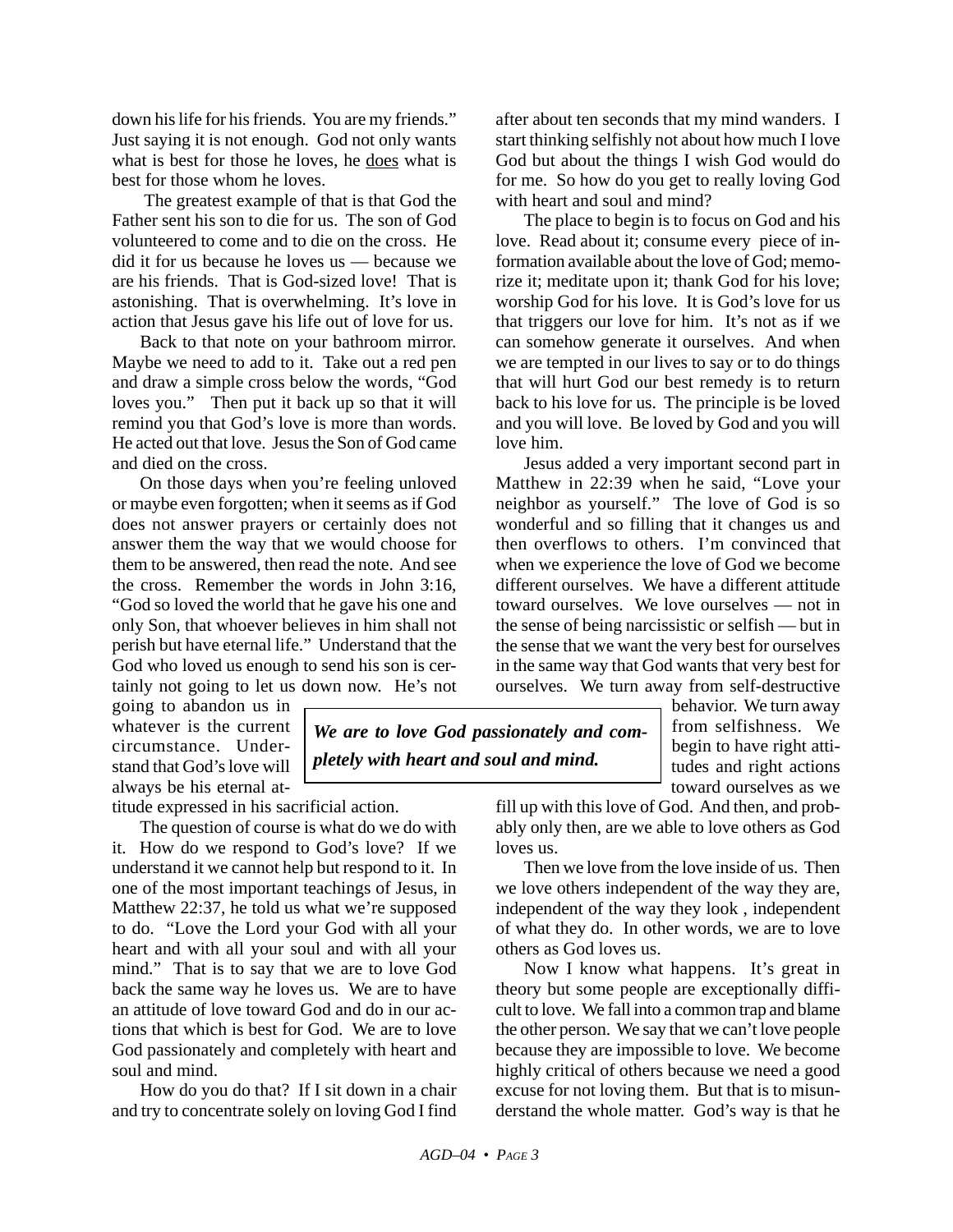down his life for his friends. You are my friends." Just saying it is not enough. God not only wants what is best for those he loves, he does what is best for those whom he loves.

The greatest example of that is that God the Father sent his son to die for us. The son of God volunteered to come and to die on the cross. He did it for us because he loves us — because we are his friends. That is God-sized love! That is astonishing. That is overwhelming. It's love in action that Jesus gave his life out of love for us.

Back to that note on your bathroom mirror. Maybe we need to add to it. Take out a red pen and draw a simple cross below the words, "God loves you." Then put it back up so that it will remind you that God's love is more than words. He acted out that love. Jesus the Son of God came and died on the cross.

On those days when you're feeling unloved or maybe even forgotten; when it seems as if God does not answer prayers or certainly does not answer them the way that we would choose for them to be answered, then read the note. And see the cross. Remember the words in John 3:16, "God so loved the world that he gave his one and only Son, that whoever believes in him shall not perish but have eternal life." Understand that the God who loved us enough to send his son is certainly not going to let us down now. He's not going to abandon us in whatever is the current circumstance. Understand that God's love will always be his eternal attitude expressed in his sacrificial action.

***We are to love God passionately and completely with heart and soul and mind.***

The question of course is what do we do with it. How do we respond to God's love? If we understand it we cannot help but respond to it. In one of the most important teachings of Jesus, in Matthew 22:37, he told us what we're supposed to do. "Love the Lord your God with all your heart and with all your soul and with all your mind." That is to say that we are to love God back the same way he loves us. We are to have an attitude of love toward God and do in our actions that which is best for God. We are to love God passionately and completely with heart and soul and mind.

How do you do that? If I sit down in a chair and try to concentrate solely on loving God I find after about ten seconds that my mind wanders. I start thinking selfishly not about how much I love God but about the things I wish God would do for me. So how do you get to really loving God with heart and soul and mind?

The place to begin is to focus on God and his love. Read about it; consume every piece of information available about the love of God; memorize it; meditate upon it; thank God for his love; worship God for his love. It is God's love for us that triggers our love for him. It's not as if we can somehow generate it ourselves. And when we are tempted in our lives to say or to do things that will hurt God our best remedy is to return back to his love for us. The principle is be loved and you will love. Be loved by God and you will love him.

Jesus added a very important second part in Matthew in 22:39 when he said, "Love your neighbor as yourself." The love of God is so wonderful and so filling that it changes us and then overflows to others. I'm convinced that when we experience the love of God we become different ourselves. We have a different attitude toward ourselves. We love ourselves — not in the sense of being narcissistic or selfish — but in the sense that we want the very best for ourselves in the same way that God wants that very best for ourselves. We turn away from self-destructive behavior. We turn away from selfishness. We begin to have right attitudes and right actions toward ourselves as we fill up with this love of God. And then, and probably only then, are we able to love others as God loves us.

Then we love from the love inside of us. Then we love others independent of the way they are, independent of the way they look , independent of what they do. In other words, we are to love others as God loves us.

Now I know what happens. It's great in theory but some people are exceptionally difficult to love. We fall into a common trap and blame the other person. We say that we can't love people because they are impossible to love. We become highly critical of others because we need a good excuse for not loving them. But that is to misunderstand the whole matter. God's way is that he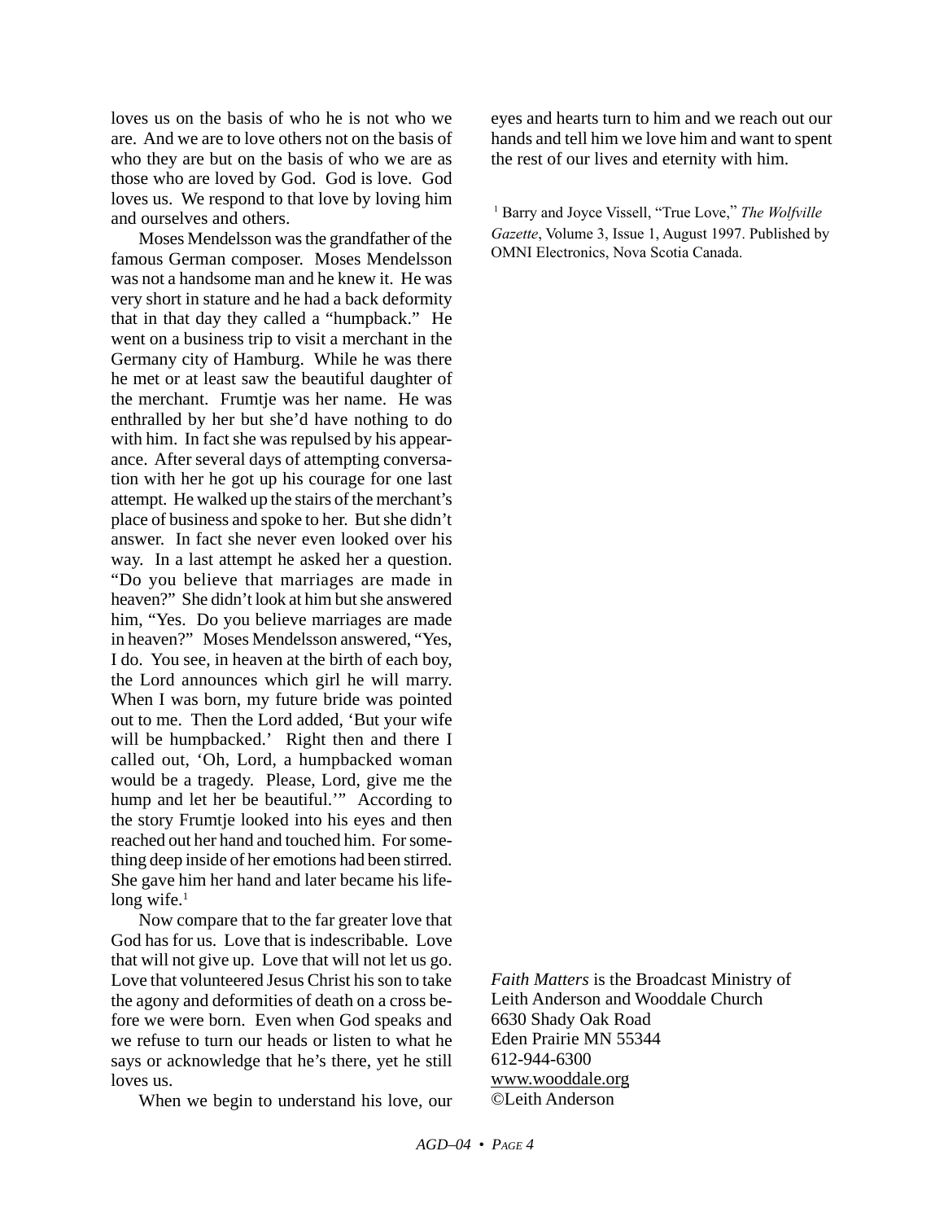loves us on the basis of who he is not who we are. And we are to love others not on the basis of who they are but on the basis of who we are as those who are loved by God. God is love. God loves us. We respond to that love by loving him and ourselves and others.

Moses Mendelsson was the grandfather of the famous German composer. Moses Mendelsson was not a handsome man and he knew it. He was very short in stature and he had a back deformity that in that day they called a "humpback." He went on a business trip to visit a merchant in the Germany city of Hamburg. While he was there he met or at least saw the beautiful daughter of the merchant. Frumtje was her name. He was enthralled by her but she'd have nothing to do with him. In fact she was repulsed by his appearance. After several days of attempting conversation with her he got up his courage for one last attempt. He walked up the stairs of the merchant's place of business and spoke to her. But she didn't answer. In fact she never even looked over his way. In a last attempt he asked her a question. "Do you believe that marriages are made in heaven?" She didn't look at him but she answered him, "Yes. Do you believe marriages are made in heaven?" Moses Mendelsson answered, "Yes, I do. You see, in heaven at the birth of each boy, the Lord announces which girl he will marry. When I was born, my future bride was pointed out to me. Then the Lord added, 'But your wife will be humpbacked.' Right then and there I called out, 'Oh, Lord, a humpbacked woman would be a tragedy. Please, Lord, give me the hump and let her be beautiful.'" According to the story Frumtje looked into his eyes and then reached out her hand and touched him. For something deep inside of her emotions had been stirred. She gave him her hand and later became his lifelong wife.[1]

Now compare that to the far greater love that God has for us. Love that is indescribable. Love that will not give up. Love that will not let us go. Love that volunteered Jesus Christ his son to take the agony and deformities of death on a cross before we were born. Even when God speaks and we refuse to turn our heads or listen to what he says or acknowledge that he's there, yet he still loves us.

When we begin to understand his love, our eyes and hearts turn to him and we reach out our hands and tell him we love him and want to spent the rest of our lives and eternity with him.

[1] Barry and Joyce Vissell, "True Love," *The Wolfville Gazette*, Volume 3, Issue 1, August 1997. Published by OMNI Electronics, Nova Scotia Canada.

*Faith Matters* is the Broadcast Ministry of
Leith Anderson and Wooddale Church
6630 Shady Oak Road
Eden Prairie MN 55344
612-944-6300
www.wooddale.org
©Leith Anderson